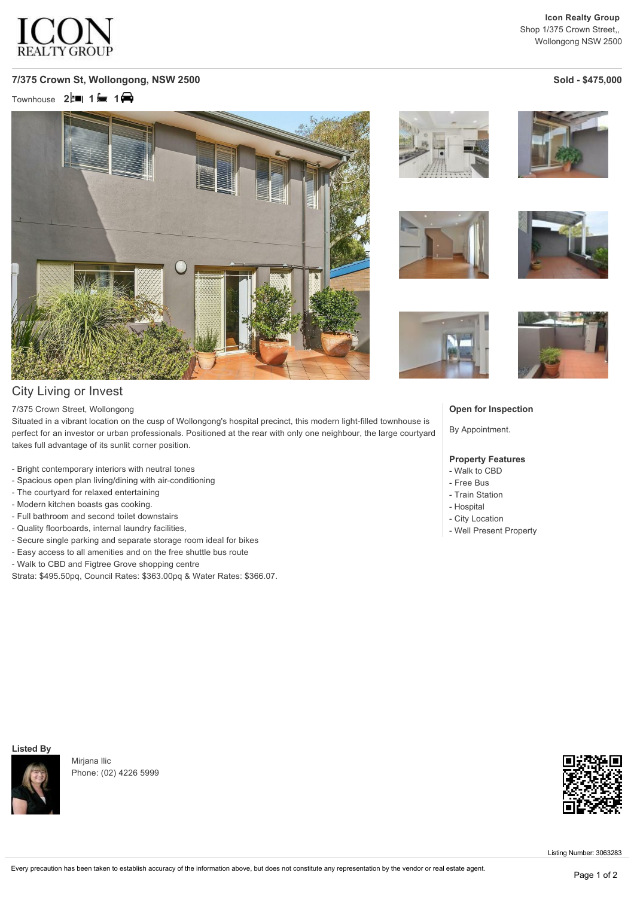**Icon Realty Group**
Shop 1/375 Crown Street,,
Wollongong NSW 2500

## 7/375 Crown St, Wollongong, NSW 2500

**Sold - $475,000**

Townhouse **2** **1** **1**

## City Living or Invest

7/375 Crown Street, Wollongong
Situated in a vibrant location on the cusp of Wollongong's hospital precinct, this modern light-filled townhouse is perfect for an investor or urban professionals. Positioned at the rear with only one neighbour, the large courtyard takes full advantage of its sunlit corner position.

- Bright contemporary interiors with neutral tones
- Spacious open plan living/dining with air-conditioning
- The courtyard for relaxed entertaining
- Modern kitchen boasts gas cooking.
- Full bathroom and second toilet downstairs
- Quality floorboards, internal laundry facilities,
- Secure single parking and separate storage room ideal for bikes
- Easy access to all amenities and on the free shuttle bus route
- Walk to CBD and Figtree Grove shopping centre

Strata: $495.50pq, Council Rates: $363.00pq & Water Rates: $366.07.

### Open for Inspection

By Appointment.

### Property Features

- Walk to CBD
- Free Bus
- Train Station
- Hospital
- City Location
- Well Present Property

### Listed By

Mirjana Ilic
Phone: (02) 4226 5999

Listing Number: 3063283

Every precaution has been taken to establish accuracy of the information above, but does not constitute any representation by the vendor or real estate agent.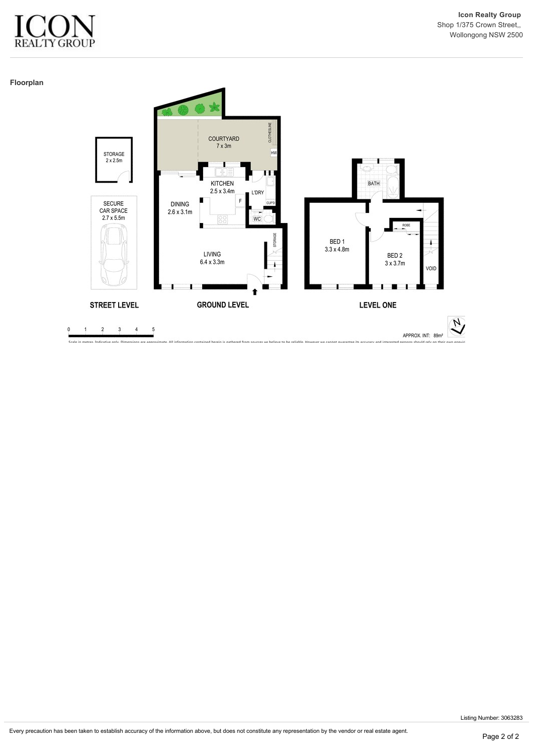**Icon Realty Group**
Shop 1/375 Crown Street,,
Wollongong NSW 2500

## Floorplan

STORAGE
2 x 2.5m

SECURE
CAR SPACE
2.7 x 5.5m

STREET LEVEL

COURTYARD
7 x 3m

CLOTHESLINE

HW

KITCHEN
2.5 x 3.4m

L'DRY

CUP'D

F

DINING
2.6 x 3.1m

WC

STORAGE

LIVING
6.4 x 3.3m

GROUND LEVEL

BATH

BED 1
3.3 x 4.8m

ROBE

BED 2
3 x 3.7m

VOID

LEVEL ONE

0 1 2 3 4 5

APPROX. INT: 89m²

Scale in metres. Indicative only. Dimensions are approximate. All information contained herein is gathered from sources we believe to be reliable. However we cannot guarantee its accuracy and interested persons should rely on their own enquiri

Listing Number: 3063283

Every precaution has been taken to establish accuracy of the information above, but does not constitute any representation by the vendor or real estate agent.